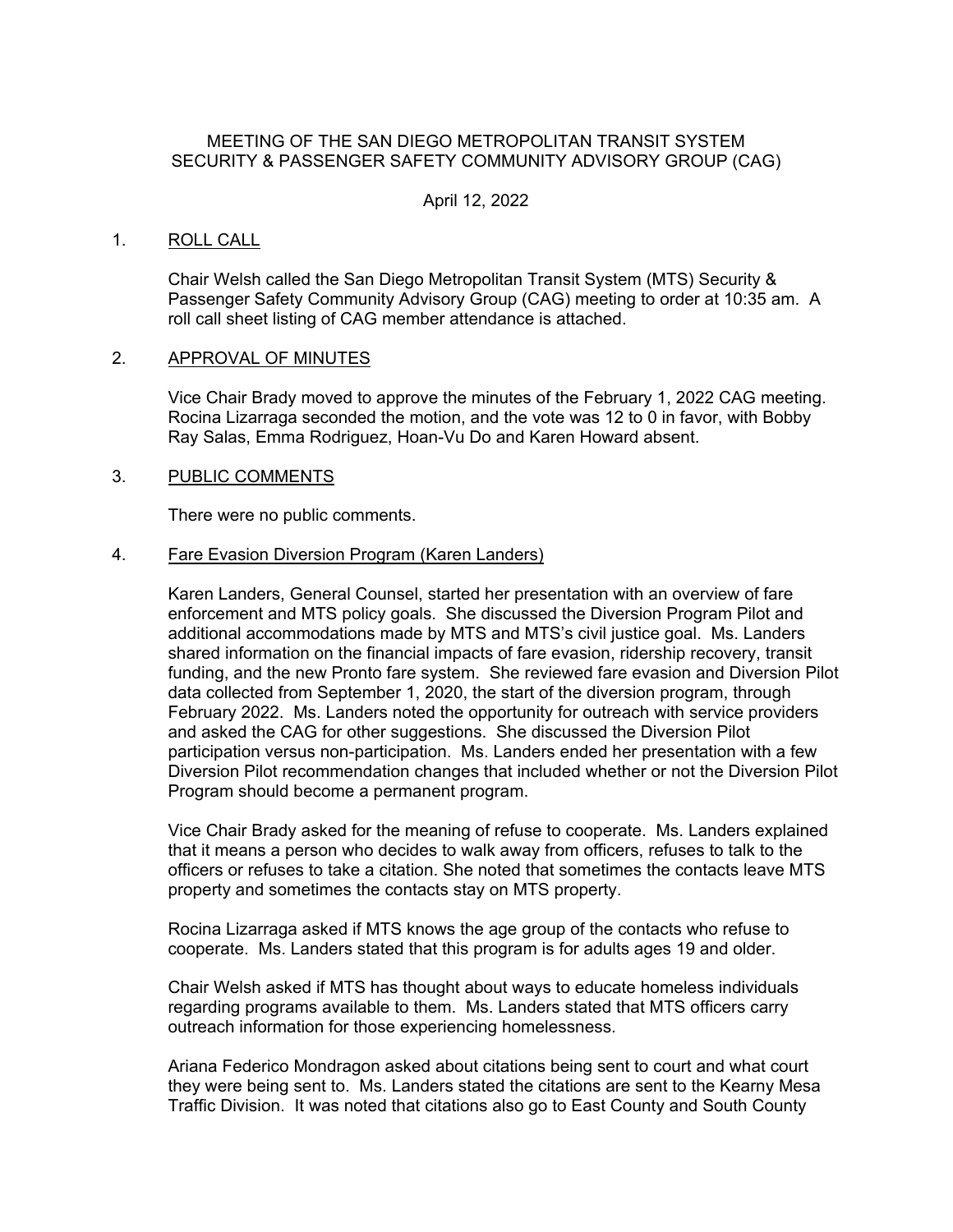MEETING OF THE SAN DIEGO METROPOLITAN TRANSIT SYSTEM
SECURITY & PASSENGER SAFETY COMMUNITY ADVISORY GROUP (CAG)

April 12, 2022

1. ROLL CALL

Chair Welsh called the San Diego Metropolitan Transit System (MTS) Security & Passenger Safety Community Advisory Group (CAG) meeting to order at 10:35 am. A roll call sheet listing of CAG member attendance is attached.

2. APPROVAL OF MINUTES

Vice Chair Brady moved to approve the minutes of the February 1, 2022 CAG meeting. Rocina Lizarraga seconded the motion, and the vote was 12 to 0 in favor, with Bobby Ray Salas, Emma Rodriguez, Hoan-Vu Do and Karen Howard absent.

3. PUBLIC COMMENTS

There were no public comments.

4. Fare Evasion Diversion Program (Karen Landers)

Karen Landers, General Counsel, started her presentation with an overview of fare enforcement and MTS policy goals. She discussed the Diversion Program Pilot and additional accommodations made by MTS and MTS's civil justice goal. Ms. Landers shared information on the financial impacts of fare evasion, ridership recovery, transit funding, and the new Pronto fare system. She reviewed fare evasion and Diversion Pilot data collected from September 1, 2020, the start of the diversion program, through February 2022. Ms. Landers noted the opportunity for outreach with service providers and asked the CAG for other suggestions. She discussed the Diversion Pilot participation versus non-participation. Ms. Landers ended her presentation with a few Diversion Pilot recommendation changes that included whether or not the Diversion Pilot Program should become a permanent program.

Vice Chair Brady asked for the meaning of refuse to cooperate. Ms. Landers explained that it means a person who decides to walk away from officers, refuses to talk to the officers or refuses to take a citation. She noted that sometimes the contacts leave MTS property and sometimes the contacts stay on MTS property.

Rocina Lizarraga asked if MTS knows the age group of the contacts who refuse to cooperate. Ms. Landers stated that this program is for adults ages 19 and older.

Chair Welsh asked if MTS has thought about ways to educate homeless individuals regarding programs available to them. Ms. Landers stated that MTS officers carry outreach information for those experiencing homelessness.

Ariana Federico Mondragon asked about citations being sent to court and what court they were being sent to. Ms. Landers stated the citations are sent to the Kearny Mesa Traffic Division. It was noted that citations also go to East County and South County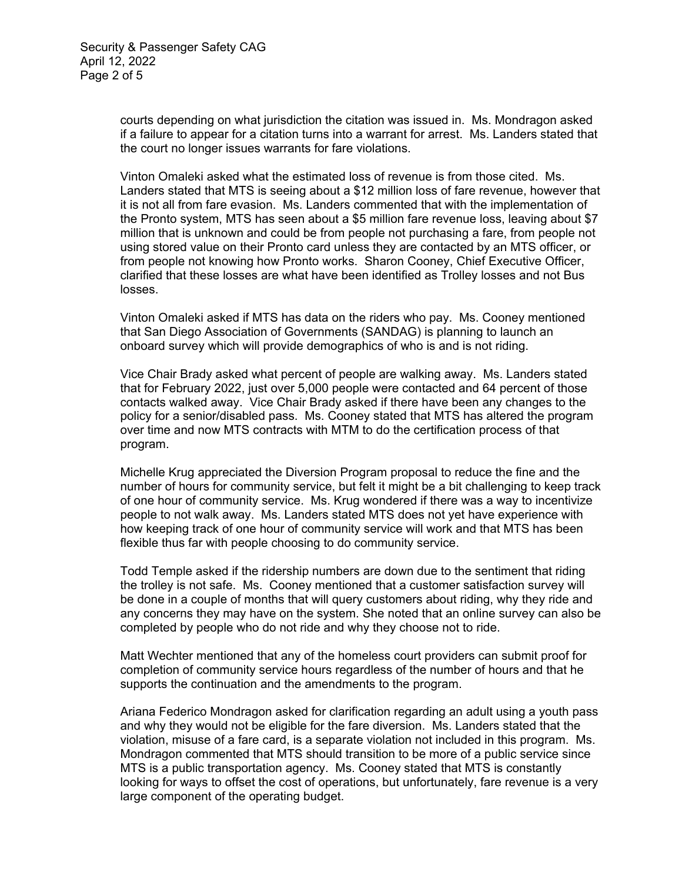courts depending on what jurisdiction the citation was issued in. Ms. Mondragon asked if a failure to appear for a citation turns into a warrant for arrest. Ms. Landers stated that the court no longer issues warrants for fare violations.

Vinton Omaleki asked what the estimated loss of revenue is from those cited. Ms. Landers stated that MTS is seeing about a $12 million loss of fare revenue, however that it is not all from fare evasion. Ms. Landers commented that with the implementation of the Pronto system, MTS has seen about a $5 million fare revenue loss, leaving about $7 million that is unknown and could be from people not purchasing a fare, from people not using stored value on their Pronto card unless they are contacted by an MTS officer, or from people not knowing how Pronto works. Sharon Cooney, Chief Executive Officer, clarified that these losses are what have been identified as Trolley losses and not Bus losses.

Vinton Omaleki asked if MTS has data on the riders who pay. Ms. Cooney mentioned that San Diego Association of Governments (SANDAG) is planning to launch an onboard survey which will provide demographics of who is and is not riding.

Vice Chair Brady asked what percent of people are walking away. Ms. Landers stated that for February 2022, just over 5,000 people were contacted and 64 percent of those contacts walked away. Vice Chair Brady asked if there have been any changes to the policy for a senior/disabled pass. Ms. Cooney stated that MTS has altered the program over time and now MTS contracts with MTM to do the certification process of that program.

Michelle Krug appreciated the Diversion Program proposal to reduce the fine and the number of hours for community service, but felt it might be a bit challenging to keep track of one hour of community service. Ms. Krug wondered if there was a way to incentivize people to not walk away. Ms. Landers stated MTS does not yet have experience with how keeping track of one hour of community service will work and that MTS has been flexible thus far with people choosing to do community service.

Todd Temple asked if the ridership numbers are down due to the sentiment that riding the trolley is not safe. Ms. Cooney mentioned that a customer satisfaction survey will be done in a couple of months that will query customers about riding, why they ride and any concerns they may have on the system. She noted that an online survey can also be completed by people who do not ride and why they choose not to ride.

Matt Wechter mentioned that any of the homeless court providers can submit proof for completion of community service hours regardless of the number of hours and that he supports the continuation and the amendments to the program.

Ariana Federico Mondragon asked for clarification regarding an adult using a youth pass and why they would not be eligible for the fare diversion. Ms. Landers stated that the violation, misuse of a fare card, is a separate violation not included in this program. Ms. Mondragon commented that MTS should transition to be more of a public service since MTS is a public transportation agency. Ms. Cooney stated that MTS is constantly looking for ways to offset the cost of operations, but unfortunately, fare revenue is a very large component of the operating budget.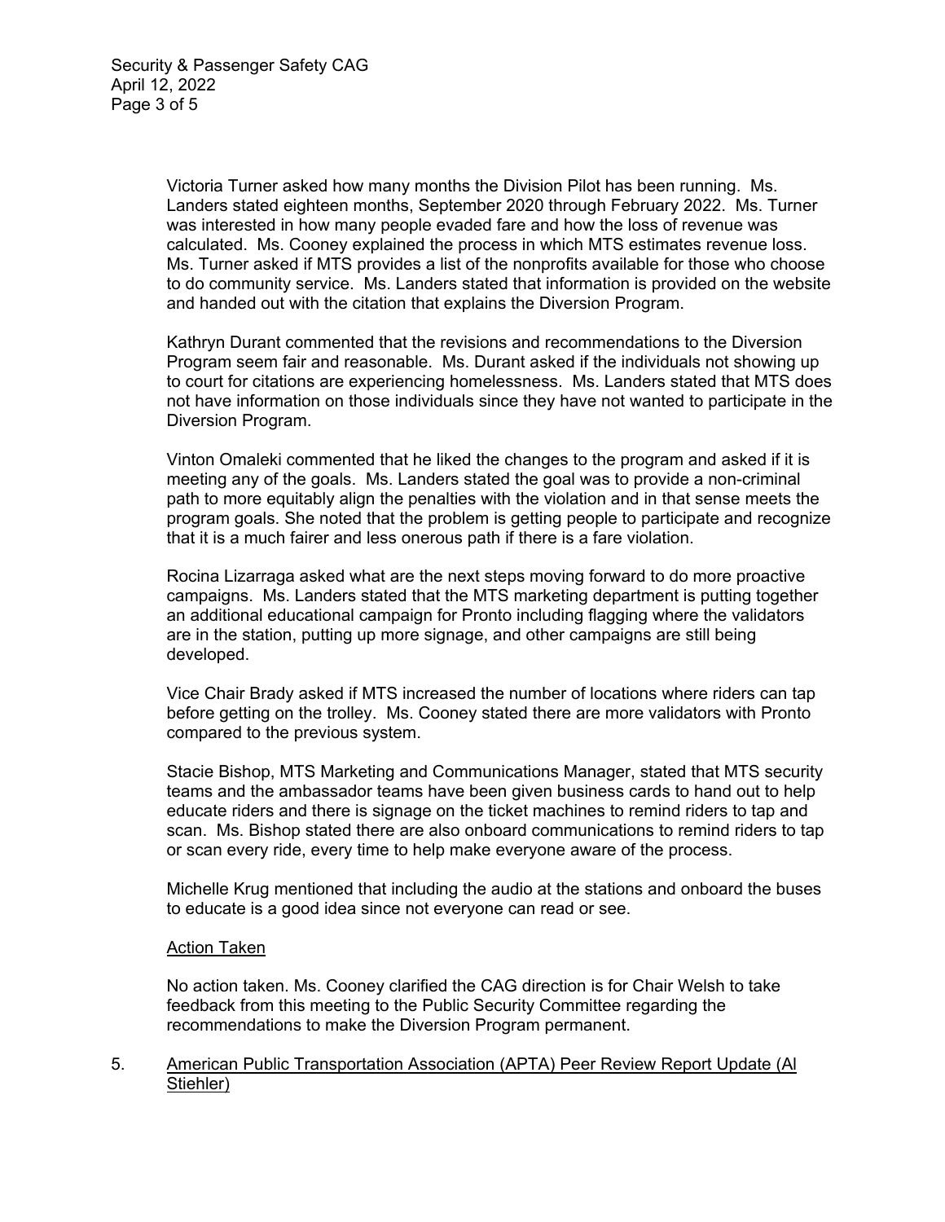Victoria Turner asked how many months the Division Pilot has been running. Ms. Landers stated eighteen months, September 2020 through February 2022. Ms. Turner was interested in how many people evaded fare and how the loss of revenue was calculated. Ms. Cooney explained the process in which MTS estimates revenue loss. Ms. Turner asked if MTS provides a list of the nonprofits available for those who choose to do community service. Ms. Landers stated that information is provided on the website and handed out with the citation that explains the Diversion Program.

Kathryn Durant commented that the revisions and recommendations to the Diversion Program seem fair and reasonable. Ms. Durant asked if the individuals not showing up to court for citations are experiencing homelessness. Ms. Landers stated that MTS does not have information on those individuals since they have not wanted to participate in the Diversion Program.

Vinton Omaleki commented that he liked the changes to the program and asked if it is meeting any of the goals. Ms. Landers stated the goal was to provide a non-criminal path to more equitably align the penalties with the violation and in that sense meets the program goals. She noted that the problem is getting people to participate and recognize that it is a much fairer and less onerous path if there is a fare violation.

Rocina Lizarraga asked what are the next steps moving forward to do more proactive campaigns. Ms. Landers stated that the MTS marketing department is putting together an additional educational campaign for Pronto including flagging where the validators are in the station, putting up more signage, and other campaigns are still being developed.

Vice Chair Brady asked if MTS increased the number of locations where riders can tap before getting on the trolley. Ms. Cooney stated there are more validators with Pronto compared to the previous system.

Stacie Bishop, MTS Marketing and Communications Manager, stated that MTS security teams and the ambassador teams have been given business cards to hand out to help educate riders and there is signage on the ticket machines to remind riders to tap and scan. Ms. Bishop stated there are also onboard communications to remind riders to tap or scan every ride, every time to help make everyone aware of the process.

Michelle Krug mentioned that including the audio at the stations and onboard the buses to educate is a good idea since not everyone can read or see.

Action Taken

No action taken. Ms. Cooney clarified the CAG direction is for Chair Welsh to take feedback from this meeting to the Public Security Committee regarding the recommendations to make the Diversion Program permanent.

5. American Public Transportation Association (APTA) Peer Review Report Update (Al Stiehler)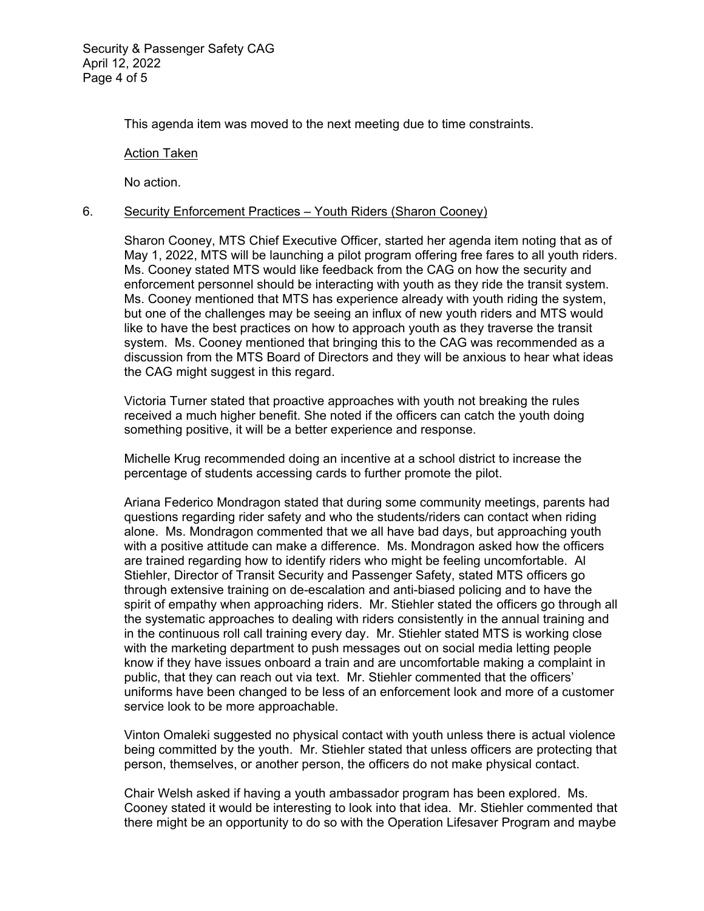This agenda item was moved to the next meeting due to time constraints.

Action Taken

No action.

6. Security Enforcement Practices – Youth Riders (Sharon Cooney)

Sharon Cooney, MTS Chief Executive Officer, started her agenda item noting that as of May 1, 2022, MTS will be launching a pilot program offering free fares to all youth riders. Ms. Cooney stated MTS would like feedback from the CAG on how the security and enforcement personnel should be interacting with youth as they ride the transit system. Ms. Cooney mentioned that MTS has experience already with youth riding the system, but one of the challenges may be seeing an influx of new youth riders and MTS would like to have the best practices on how to approach youth as they traverse the transit system. Ms. Cooney mentioned that bringing this to the CAG was recommended as a discussion from the MTS Board of Directors and they will be anxious to hear what ideas the CAG might suggest in this regard.

Victoria Turner stated that proactive approaches with youth not breaking the rules received a much higher benefit. She noted if the officers can catch the youth doing something positive, it will be a better experience and response.

Michelle Krug recommended doing an incentive at a school district to increase the percentage of students accessing cards to further promote the pilot.

Ariana Federico Mondragon stated that during some community meetings, parents had questions regarding rider safety and who the students/riders can contact when riding alone. Ms. Mondragon commented that we all have bad days, but approaching youth with a positive attitude can make a difference. Ms. Mondragon asked how the officers are trained regarding how to identify riders who might be feeling uncomfortable. Al Stiehler, Director of Transit Security and Passenger Safety, stated MTS officers go through extensive training on de-escalation and anti-biased policing and to have the spirit of empathy when approaching riders. Mr. Stiehler stated the officers go through all the systematic approaches to dealing with riders consistently in the annual training and in the continuous roll call training every day. Mr. Stiehler stated MTS is working close with the marketing department to push messages out on social media letting people know if they have issues onboard a train and are uncomfortable making a complaint in public, that they can reach out via text. Mr. Stiehler commented that the officers' uniforms have been changed to be less of an enforcement look and more of a customer service look to be more approachable.

Vinton Omaleki suggested no physical contact with youth unless there is actual violence being committed by the youth. Mr. Stiehler stated that unless officers are protecting that person, themselves, or another person, the officers do not make physical contact.

Chair Welsh asked if having a youth ambassador program has been explored. Ms. Cooney stated it would be interesting to look into that idea. Mr. Stiehler commented that there might be an opportunity to do so with the Operation Lifesaver Program and maybe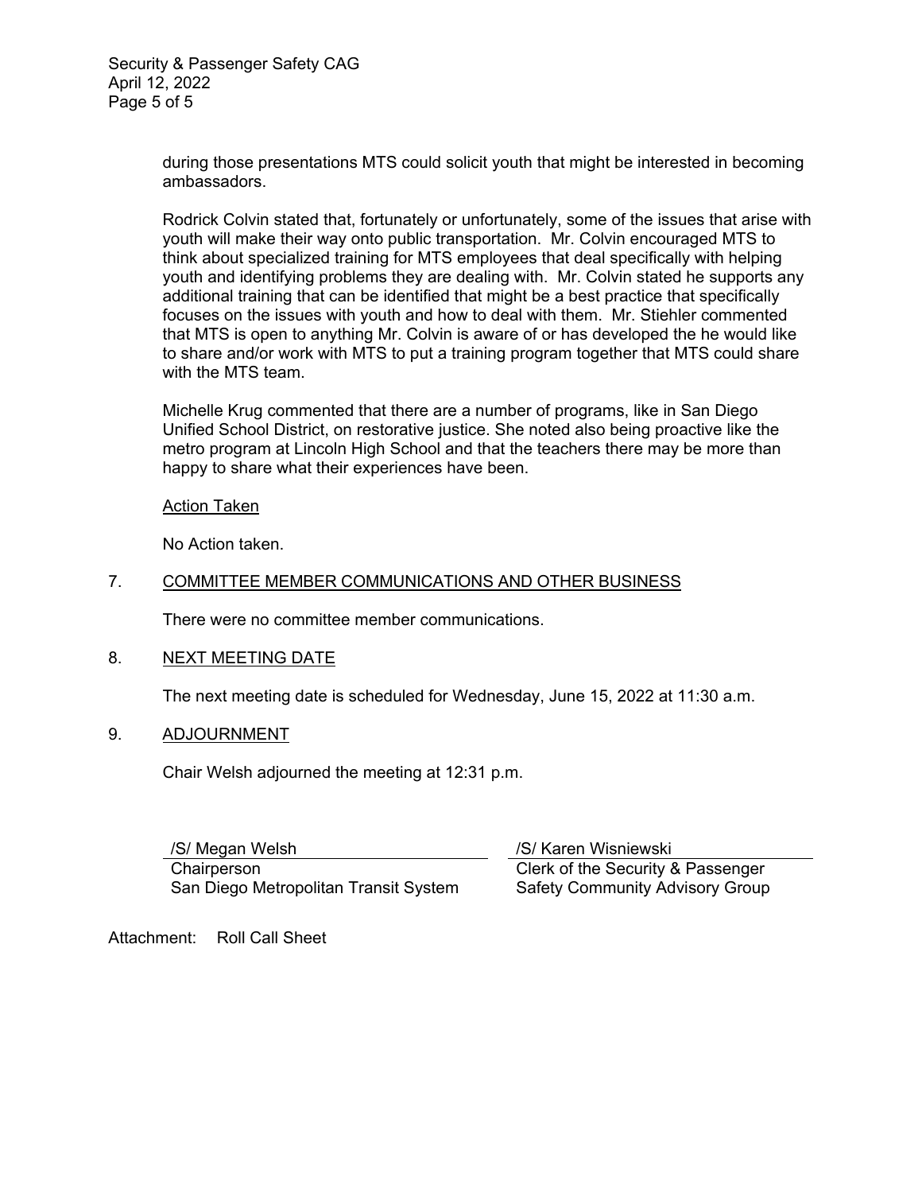during those presentations MTS could solicit youth that might be interested in becoming ambassadors.

Rodrick Colvin stated that, fortunately or unfortunately, some of the issues that arise with youth will make their way onto public transportation. Mr. Colvin encouraged MTS to think about specialized training for MTS employees that deal specifically with helping youth and identifying problems they are dealing with. Mr. Colvin stated he supports any additional training that can be identified that might be a best practice that specifically focuses on the issues with youth and how to deal with them. Mr. Stiehler commented that MTS is open to anything Mr. Colvin is aware of or has developed the he would like to share and/or work with MTS to put a training program together that MTS could share with the MTS team.

Michelle Krug commented that there are a number of programs, like in San Diego Unified School District, on restorative justice. She noted also being proactive like the metro program at Lincoln High School and that the teachers there may be more than happy to share what their experiences have been.

<u>Action Taken</u>

No Action taken.

7. <u>COMMITTEE MEMBER COMMUNICATIONS AND OTHER BUSINESS</u>

There were no committee member communications.

8. <u>NEXT MEETING DATE</u>

The next meeting date is scheduled for Wednesday, June 15, 2022 at 11:30 a.m.

9. <u>ADJOURNMENT</u>

Chair Welsh adjourned the meeting at 12:31 p.m.

/S/ Megan Welsh
Chairperson
San Diego Metropolitan Transit System

/S/ Karen Wisniewski
Clerk of the Security & Passenger Safety Community Advisory Group

Attachment: Roll Call Sheet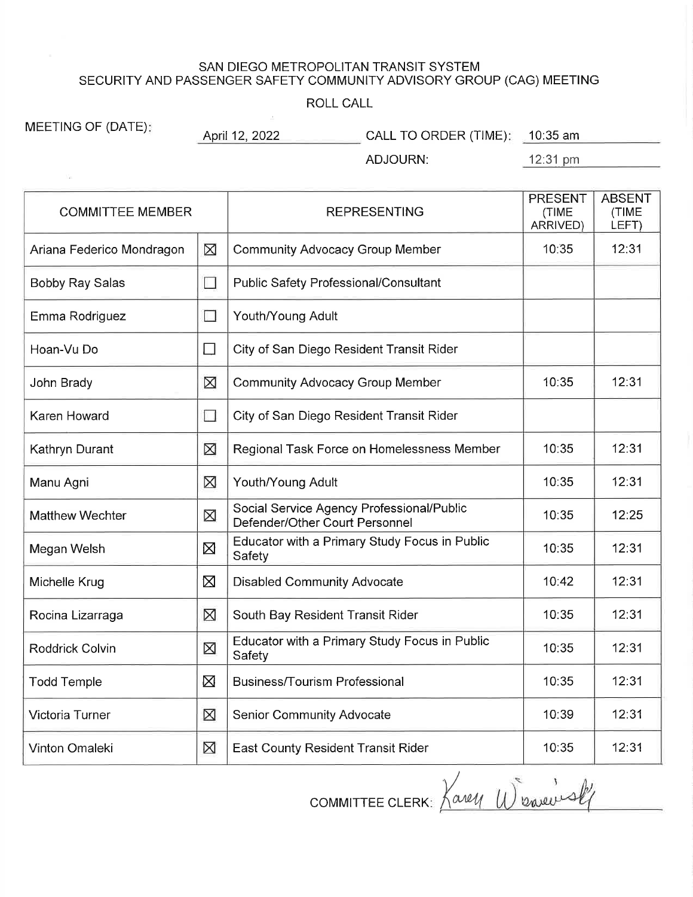SAN DIEGO METROPOLITAN TRANSIT SYSTEM
SECURITY AND PASSENGER SAFETY COMMUNITY ADVISORY GROUP (CAG) MEETING

ROLL CALL

MEETING OF (DATE): April 12, 2022 CALL TO ORDER (TIME): 10:35 am

ADJOURN: 12:31 pm

| COMMITTEE MEMBER | | REPRESENTING | PRESENT (TIME ARRIVED) | ABSENT (TIME LEFT) |
|---|---|---|---|---|
| Ariana Federico Mondragon | ☒ | Community Advocacy Group Member | 10:35 | 12:31 |
| Bobby Ray Salas | ☐ | Public Safety Professional/Consultant | | |
| Emma Rodriguez | ☐ | Youth/Young Adult | | |
| Hoan-Vu Do | ☐ | City of San Diego Resident Transit Rider | | |
| John Brady | ☒ | Community Advocacy Group Member | 10:35 | 12:31 |
| Karen Howard | ☐ | City of San Diego Resident Transit Rider | | |
| Kathryn Durant | ☒ | Regional Task Force on Homelessness Member | 10:35 | 12:31 |
| Manu Agni | ☒ | Youth/Young Adult | 10:35 | 12:31 |
| Matthew Wechter | ☒ | Social Service Agency Professional/Public Defender/Other Court Personnel | 10:35 | 12:25 |
| Megan Welsh | ☒ | Educator with a Primary Study Focus in Public Safety | 10:35 | 12:31 |
| Michelle Krug | ☒ | Disabled Community Advocate | 10:42 | 12:31 |
| Rocina Lizarraga | ☒ | South Bay Resident Transit Rider | 10:35 | 12:31 |
| Roddrick Colvin | ☒ | Educator with a Primary Study Focus in Public Safety | 10:35 | 12:31 |
| Todd Temple | ☒ | Business/Tourism Professional | 10:35 | 12:31 |
| Victoria Turner | ☒ | Senior Community Advocate | 10:39 | 12:31 |
| Vinton Omaleki | ☒ | East County Resident Transit Rider | 10:35 | 12:31 |

COMMITTEE CLERK: Karey Wisniewski